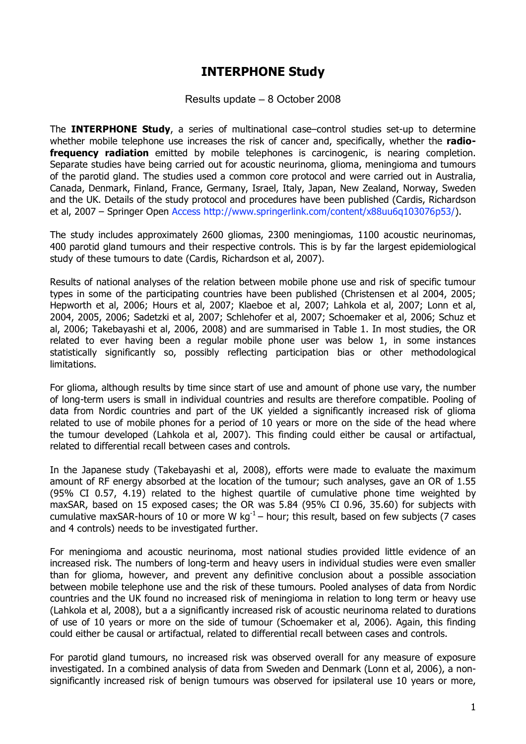# INTERPHONE Study

Results update – 8 October 2008

The **INTERPHONE Study**, a series of multinational case–control studies set-up to determine whether mobile telephone use increases the risk of cancer and, specifically, whether the **radio-frequency radiation** emitted by mobile telephones is carcinogenic, is nearing completion. Separate studies have being carried out for acoustic neurinoma, glioma, meningioma and tumours of the parotid gland. The studies used a common core protocol and were carried out in Australia, Canada, Denmark, Finland, France, Germany, Israel, Italy, Japan, New Zealand, Norway, Sweden and the UK. Details of the study protocol and procedures have been published (Cardis, Richardson et al, 2007 – Springer Open Access http://www.springerlink.com/content/x88uu6q103076p53/).

The study includes approximately 2600 gliomas, 2300 meningiomas, 1100 acoustic neurinomas, 400 parotid gland tumours and their respective controls. This is by far the largest epidemiological study of these tumours to date (Cardis, Richardson et al, 2007).

Results of national analyses of the relation between mobile phone use and risk of specific tumour types in some of the participating countries have been published (Christensen et al 2004, 2005; Hepworth et al, 2006; Hours et al, 2007; Klaeboe et al, 2007; Lahkola et al, 2007; Lonn et al, 2004, 2005, 2006; Sadetzki et al, 2007; Schlehofer et al, 2007; Schoemaker et al, 2006; Schuz et al, 2006; Takebayashi et al, 2006, 2008) and are summarised in Table 1. In most studies, the OR related to ever having been a regular mobile phone user was below 1, in some instances statistically significantly so, possibly reflecting participation bias or other methodological limitations.

For glioma, although results by time since start of use and amount of phone use vary, the number of long-term users is small in individual countries and results are therefore compatible. Pooling of data from Nordic countries and part of the UK yielded a significantly increased risk of glioma related to use of mobile phones for a period of 10 years or more on the side of the head where the tumour developed (Lahkola et al, 2007). This finding could either be causal or artifactual, related to differential recall between cases and controls.

In the Japanese study (Takebayashi et al, 2008), efforts were made to evaluate the maximum amount of RF energy absorbed at the location of the tumour; such analyses, gave an OR of 1.55 (95% CI 0.57, 4.19) related to the highest quartile of cumulative phone time weighted by maxSAR, based on 15 exposed cases; the OR was 5.84 (95% CI 0.96, 35.60) for subjects with cumulative maxSAR-hours of 10 or more W $kg^{-1}$ – hour; this result, based on few subjects (7 cases and 4 controls) needs to be investigated further.

For meningioma and acoustic neurinoma, most national studies provided little evidence of an increased risk. The numbers of long-term and heavy users in individual studies were even smaller than for glioma, however, and prevent any definitive conclusion about a possible association between mobile telephone use and the risk of these tumours. Pooled analyses of data from Nordic countries and the UK found no increased risk of meningioma in relation to long term or heavy use (Lahkola et al, 2008), but a a significantly increased risk of acoustic neurinoma related to durations of use of 10 years or more on the side of tumour (Schoemaker et al, 2006). Again, this finding could either be causal or artifactual, related to differential recall between cases and controls.

For parotid gland tumours, no increased risk was observed overall for any measure of exposure investigated. In a combined analysis of data from Sweden and Denmark (Lonn et al, 2006), a non-significantly increased risk of benign tumours was observed for ipsilateral use 10 years or more,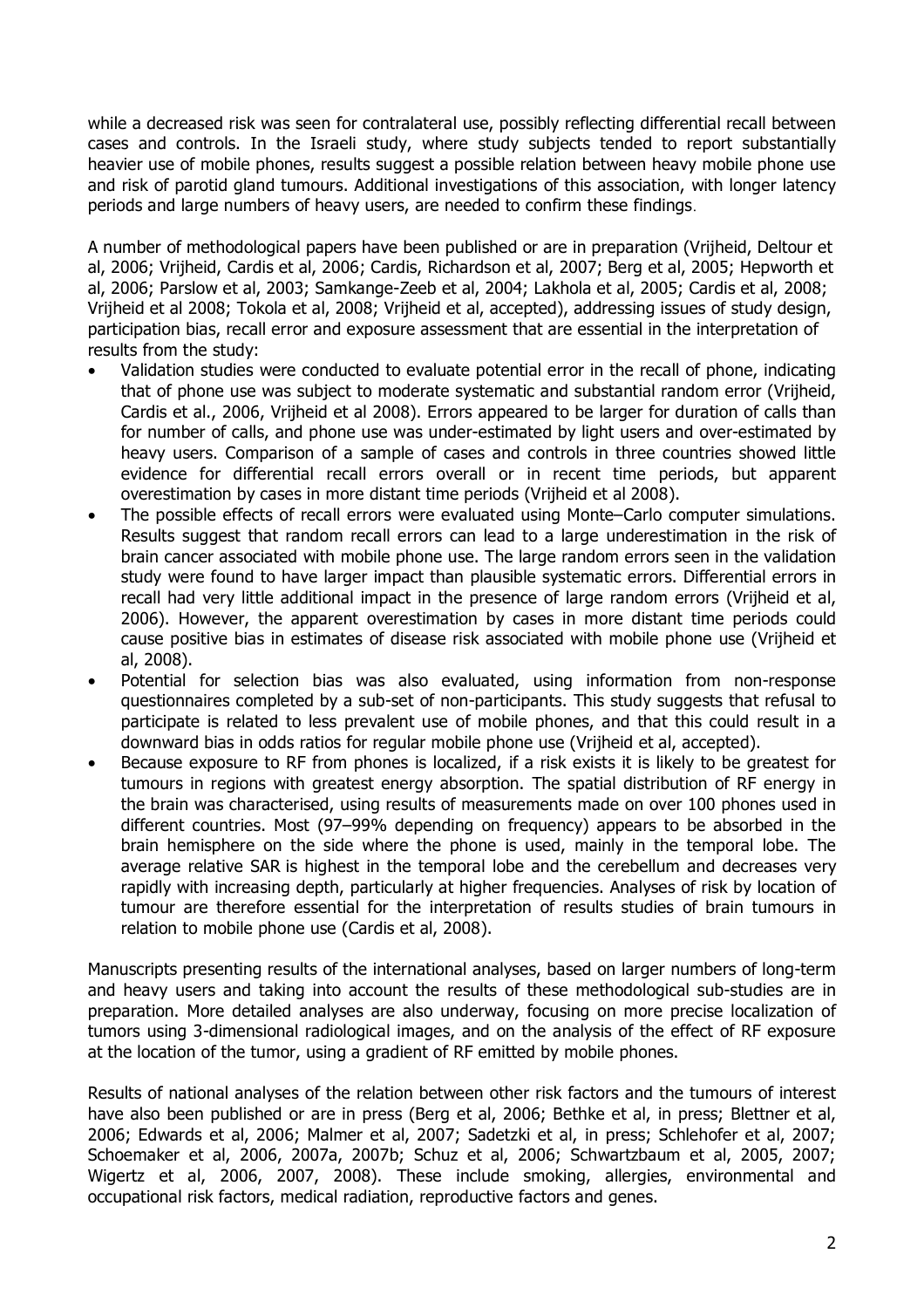while a decreased risk was seen for contralateral use, possibly reflecting differential recall between cases and controls. In the Israeli study, where study subjects tended to report substantially heavier use of mobile phones, results suggest a possible relation between heavy mobile phone use and risk of parotid gland tumours. Additional investigations of this association, with longer latency periods and large numbers of heavy users, are needed to confirm these findings.

A number of methodological papers have been published or are in preparation (Vrijheid, Deltour et al, 2006; Vrijheid, Cardis et al, 2006; Cardis, Richardson et al, 2007; Berg et al, 2005; Hepworth et al, 2006; Parslow et al, 2003; Samkange-Zeeb et al, 2004; Lakhola et al, 2005; Cardis et al, 2008; Vrijheid et al 2008; Tokola et al, 2008; Vrijheid et al, accepted), addressing issues of study design, participation bias, recall error and exposure assessment that are essential in the interpretation of results from the study:

- Validation studies were conducted to evaluate potential error in the recall of phone, indicating that of phone use was subject to moderate systematic and substantial random error (Vrijheid, Cardis et al., 2006, Vrijheid et al 2008). Errors appeared to be larger for duration of calls than for number of calls, and phone use was under-estimated by light users and over-estimated by heavy users. Comparison of a sample of cases and controls in three countries showed little evidence for differential recall errors overall or in recent time periods, but apparent overestimation by cases in more distant time periods (Vrijheid et al 2008).
- The possible effects of recall errors were evaluated using Monte–Carlo computer simulations. Results suggest that random recall errors can lead to a large underestimation in the risk of brain cancer associated with mobile phone use. The large random errors seen in the validation study were found to have larger impact than plausible systematic errors. Differential errors in recall had very little additional impact in the presence of large random errors (Vrijheid et al, 2006). However, the apparent overestimation by cases in more distant time periods could cause positive bias in estimates of disease risk associated with mobile phone use (Vrijheid et al, 2008).
- Potential for selection bias was also evaluated, using information from non-response questionnaires completed by a sub-set of non-participants. This study suggests that refusal to participate is related to less prevalent use of mobile phones, and that this could result in a downward bias in odds ratios for regular mobile phone use (Vrijheid et al, accepted).
- Because exposure to RF from phones is localized, if a risk exists it is likely to be greatest for tumours in regions with greatest energy absorption. The spatial distribution of RF energy in the brain was characterised, using results of measurements made on over 100 phones used in different countries. Most (97–99% depending on frequency) appears to be absorbed in the brain hemisphere on the side where the phone is used, mainly in the temporal lobe. The average relative SAR is highest in the temporal lobe and the cerebellum and decreases very rapidly with increasing depth, particularly at higher frequencies. Analyses of risk by location of tumour are therefore essential for the interpretation of results studies of brain tumours in relation to mobile phone use (Cardis et al, 2008).

Manuscripts presenting results of the international analyses, based on larger numbers of long-term and heavy users and taking into account the results of these methodological sub-studies are in preparation. More detailed analyses are also underway, focusing on more precise localization of tumors using 3-dimensional radiological images, and on the analysis of the effect of RF exposure at the location of the tumor, using a gradient of RF emitted by mobile phones.

Results of national analyses of the relation between other risk factors and the tumours of interest have also been published or are in press (Berg et al, 2006; Bethke et al, in press; Blettner et al, 2006; Edwards et al, 2006; Malmer et al, 2007; Sadetzki et al, in press; Schlehofer et al, 2007; Schoemaker et al, 2006, 2007a, 2007b; Schuz et al, 2006; Schwartzbaum et al, 2005, 2007; Wigertz et al, 2006, 2007, 2008). These include smoking, allergies, environmental and occupational risk factors, medical radiation, reproductive factors and genes.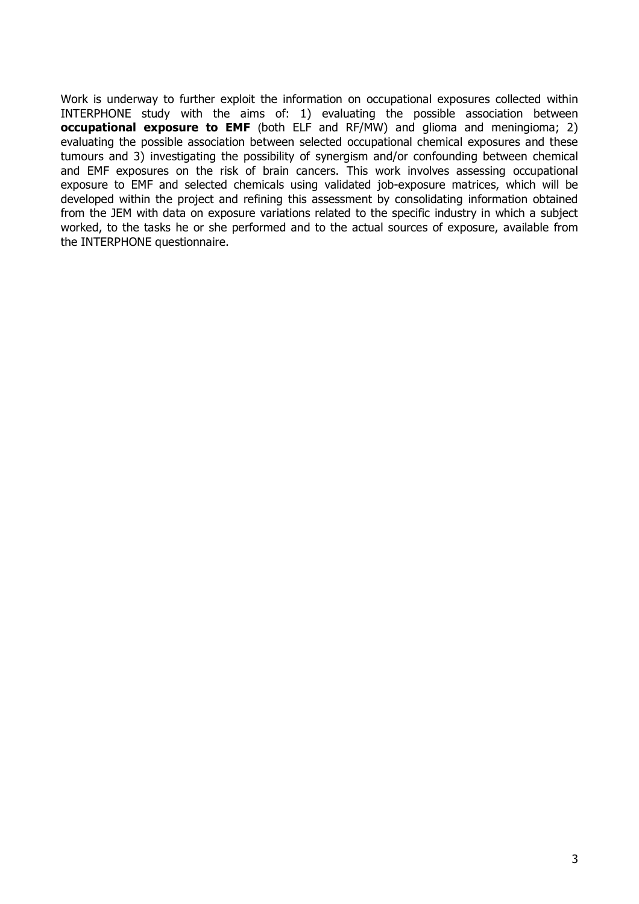Work is underway to further exploit the information on occupational exposures collected within INTERPHONE study with the aims of: 1) evaluating the possible association between **occupational exposure to EMF** (both ELF and RF/MW) and glioma and meningioma; 2) evaluating the possible association between selected occupational chemical exposures and these tumours and 3) investigating the possibility of synergism and/or confounding between chemical and EMF exposures on the risk of brain cancers. This work involves assessing occupational exposure to EMF and selected chemicals using validated job-exposure matrices, which will be developed within the project and refining this assessment by consolidating information obtained from the JEM with data on exposure variations related to the specific industry in which a subject worked, to the tasks he or she performed and to the actual sources of exposure, available from the INTERPHONE questionnaire.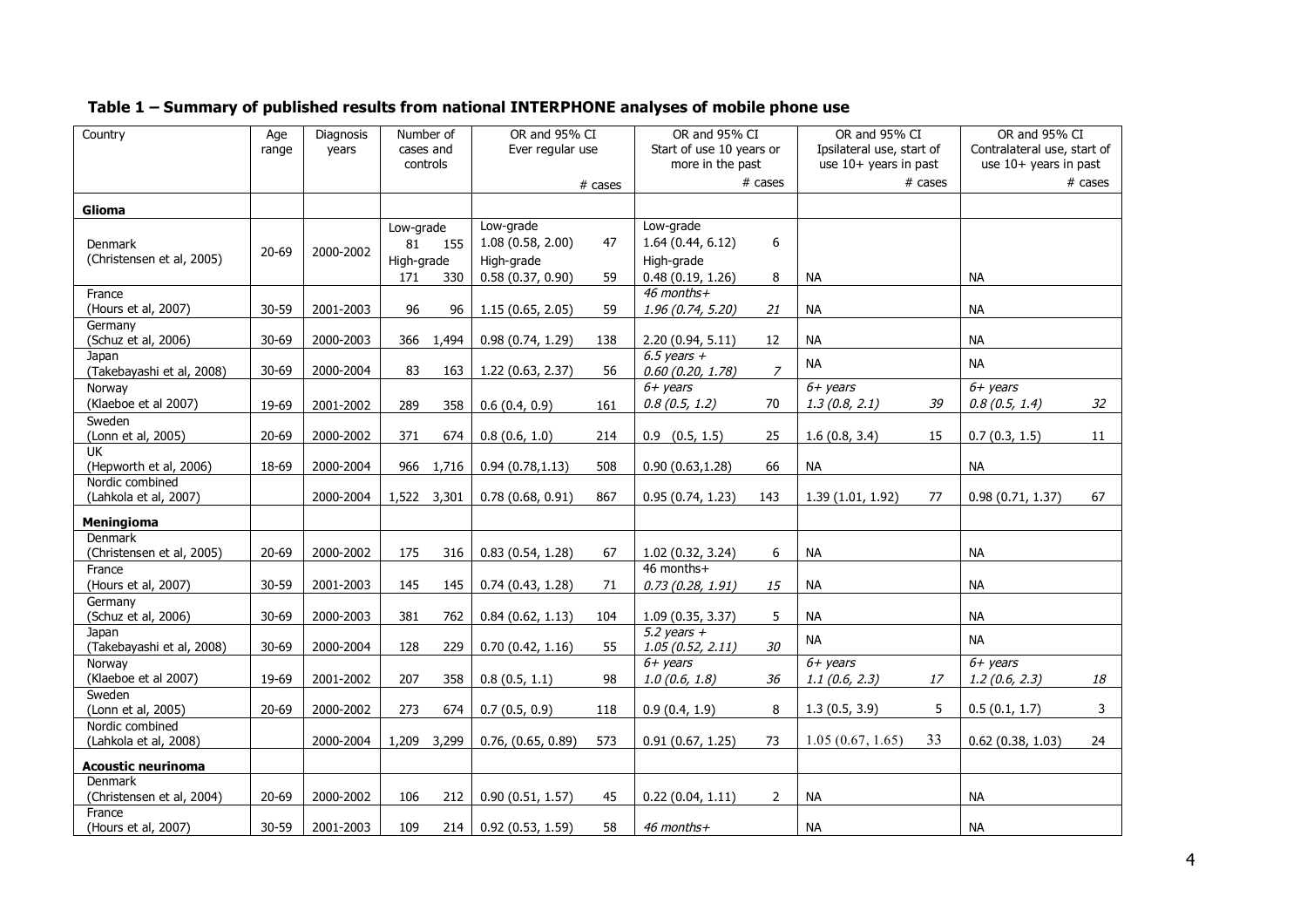**Table 1 – Summary of published results from national INTERPHONE analyses of mobile phone use**

| Country | Age range | Diagnosis years | Number of cases and controls | | OR and 95% CI Ever regular use | # cases | OR and 95% CI Start of use 10 years or more in the past | # cases | OR and 95% CI Ipsilateral use, start of use 10+ years in past | # cases | OR and 95% CI Contralateral use, start of use 10+ years in past | # cases |
|---|---|---|---|---|---|---|---|---|---|---|---|---|
| **Glioma** | | | | | | | | | | | | |
| Denmark (Christensen et al, 2005) | 20-69 | 2000-2002 | Low-grade 81 | 155 | Low-grade 1.08 (0.58, 2.00) | 47 | Low-grade 1.64 (0.44, 6.12) | 6 | | | | |
| | | | High-grade 171 | 330 | High-grade 0.58 (0.37, 0.90) | 59 | High-grade 0.48 (0.19, 1.26) | 8 | NA | | NA | |
| France (Hours et al, 2007) | 30-59 | 2001-2003 | 96 | 96 | 1.15 (0.65, 2.05) | 59 | *46 months+ 1.96 (0.74, 5.20)* | *21* | NA | | NA | |
| Germany (Schuz et al, 2006) | 30-69 | 2000-2003 | 366 | 1,494 | 0.98 (0.74, 1.29) | 138 | 2.20 (0.94, 5.11) | 12 | NA | | NA | |
| Japan (Takebayashi et al, 2008) | 30-69 | 2000-2004 | 83 | 163 | 1.22 (0.63, 2.37) | 56 | *6.5 years + 0.60 (0.20, 1.78)* | *7* | NA | | NA | |
| Norway (Klaeboe et al 2007) | 19-69 | 2001-2002 | 289 | 358 | 0.6 (0.4, 0.9) | 161 | *6+ years 0.8 (0.5, 1.2)* | 70 | *6+ years 1.3 (0.8, 2.1)* | *39* | *6+ years 0.8 (0.5, 1.4)* | *32* |
| Sweden (Lonn et al, 2005) | 20-69 | 2000-2002 | 371 | 674 | 0.8 (0.6, 1.0) | 214 | 0.9 (0.5, 1.5) | 25 | 1.6 (0.8, 3.4) | 15 | 0.7 (0.3, 1.5) | 11 |
| UK (Hepworth et al, 2006) | 18-69 | 2000-2004 | 966 | 1,716 | 0.94 (0.78,1.13) | 508 | 0.90 (0.63,1.28) | 66 | NA | | NA | |
| Nordic combined (Lahkola et al, 2007) | | 2000-2004 | 1,522 | 3,301 | 0.78 (0.68, 0.91) | 867 | 0.95 (0.74, 1.23) | 143 | 1.39 (1.01, 1.92) | 77 | 0.98 (0.71, 1.37) | 67 |
| **Meningioma** | | | | | | | | | | | | |
| Denmark (Christensen et al, 2005) | 20-69 | 2000-2002 | 175 | 316 | 0.83 (0.54, 1.28) | 67 | 1.02 (0.32, 3.24) | 6 | NA | | NA | |
| France (Hours et al, 2007) | 30-59 | 2001-2003 | 145 | 145 | 0.74 (0.43, 1.28) | 71 | 46 months+ *0.73 (0.28, 1.91)* | *15* | NA | | NA | |
| Germany (Schuz et al, 2006) | 30-69 | 2000-2003 | 381 | 762 | 0.84 (0.62, 1.13) | 104 | 1.09 (0.35, 3.37) | 5 | NA | | NA | |
| Japan (Takebayashi et al, 2008) | 30-69 | 2000-2004 | 128 | 229 | 0.70 (0.42, 1.16) | 55 | *5.2 years + 1.05 (0.52, 2.11)* | *30* | NA | | NA | |
| Norway (Klaeboe et al 2007) | 19-69 | 2001-2002 | 207 | 358 | 0.8 (0.5, 1.1) | 98 | *6+ years 1.0 (0.6, 1.8)* | *36* | *6+ years 1.1 (0.6, 2.3)* | *17* | *6+ years 1.2 (0.6, 2.3)* | *18* |
| Sweden (Lonn et al, 2005) | 20-69 | 2000-2002 | 273 | 674 | 0.7 (0.5, 0.9) | 118 | 0.9 (0.4, 1.9) | 8 | 1.3 (0.5, 3.9) | 5 | 0.5 (0.1, 1.7) | 3 |
| Nordic combined (Lahkola et al, 2008) | | 2000-2004 | 1,209 | 3,299 | 0.76, (0.65, 0.89) | 573 | 0.91 (0.67, 1.25) | 73 | 1.05 (0.67, 1.65) | 33 | 0.62 (0.38, 1.03) | 24 |
| **Acoustic neurinoma** | | | | | | | | | | | | |
| Denmark (Christensen et al, 2004) | 20-69 | 2000-2002 | 106 | 212 | 0.90 (0.51, 1.57) | 45 | 0.22 (0.04, 1.11) | 2 | NA | | NA | |
| France (Hours et al, 2007) | 30-59 | 2001-2003 | 109 | 214 | 0.92 (0.53, 1.59) | 58 | *46 months+* | | NA | | NA | |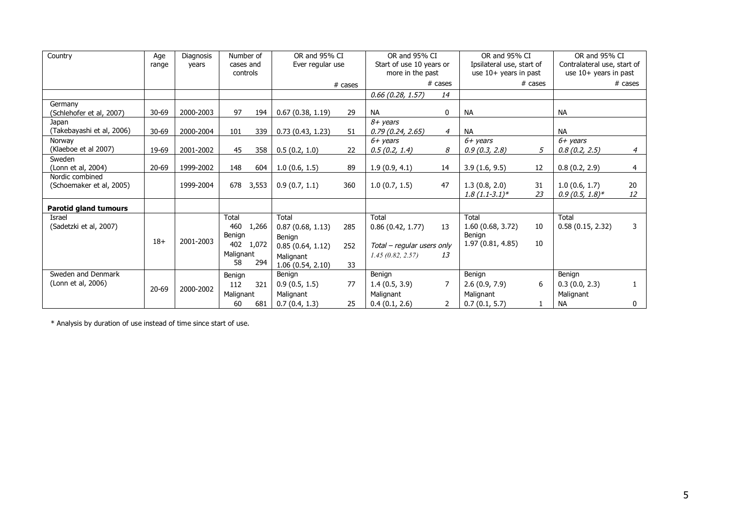| Country | Age range | Diagnosis years | Number of cases and controls | | OR and 95% CI Ever regular use | | OR and 95% CI Start of use 10 years or more in the past | | OR and 95% CI Ipsilateral use, start of use 10+ years in past | | OR and 95% CI Contralateral use, start of use 10+ years in past | |
|---|---|---|---|---|---|---|---|---|---|---|---|---|
| | | | | | | # cases | | # cases | | # cases | | # cases |
| | | | | | | | *0.66 (0.28, 1.57)* | *14* | | | | |
| Germany (Schlehofer et al, 2007) | 30-69 | 2000-2003 | 97 | 194 | 0.67 (0.38, 1.19) | 29 | NA | 0 | NA | | NA | |
| Japan (Takebayashi et al, 2006) | 30-69 | 2000-2004 | 101 | 339 | 0.73 (0.43, 1.23) | 51 | *8+ years* *0.79 (0.24, 2.65)* | *4* | NA | | NA | |
| Norway (Klaeboe et al 2007) | 19-69 | 2001-2002 | 45 | 358 | 0.5 (0.2, 1.0) | 22 | *6+ years* *0.5 (0.2, 1.4)* | *8* | *6+ years* *0.9 (0.3, 2.8)* | *5* | *6+ years* *0.8 (0.2, 2.5)* | *4* |
| Sweden (Lonn et al, 2004) | 20-69 | 1999-2002 | 148 | 604 | 1.0 (0.6, 1.5) | 89 | 1.9 (0.9, 4.1) | 14 | 3.9 (1.6, 9.5) | 12 | 0.8 (0.2, 2.9) | 4 |
| Nordic combined (Schoemaker et al, 2005) | | 1999-2004 | 678 | 3,553 | 0.9 (0.7, 1.1) | 360 | 1.0 (0.7, 1.5) | 47 | 1.3 (0.8, 2.0) *1.8 (1.1-3.1)** | 31 *23* | 1.0 (0.6, 1.7) *0.9 (0.5, 1.8)** | 20 *12* |
| **Parotid gland tumours** | | | | | | | | | | | | |
| Israel (Sadetzki et al, 2007) | 18+ | 2001-2003 | Total 460 Benign 402 Malignant 58 | 1,266 1,072 294 | Total 0.87 (0.68, 1.13) Benign 0.85 (0.64, 1.12) Malignant 1.06 (0.54, 2.10) | 285 252 33 | Total 0.86 (0.42, 1.77) *Total – regular users only* *1.45 (0.82, 2.57)* | 13 *13* | Total 1.60 (0.68, 3.72) Benign 1.97 (0.81, 4.85) | 10 10 | Total 0.58 (0.15, 2.32) | 3 |
| Sweden and Denmark (Lonn et al, 2006) | 20-69 | 2000-2002 | Benign 112 Malignant 60 | 321 681 | Benign 0.9 (0.5, 1.5) Malignant 0.7 (0.4, 1.3) | 77 25 | Benign 1.4 (0.5, 3.9) Malignant 0.4 (0.1, 2.6) | 7 2 | Benign 2.6 (0.9, 7.9) Malignant 0.7 (0.1, 5.7) | 6 1 | Benign 0.3 (0.0, 2.3) Malignant NA | 1 0 |

* Analysis by duration of use instead of time since start of use.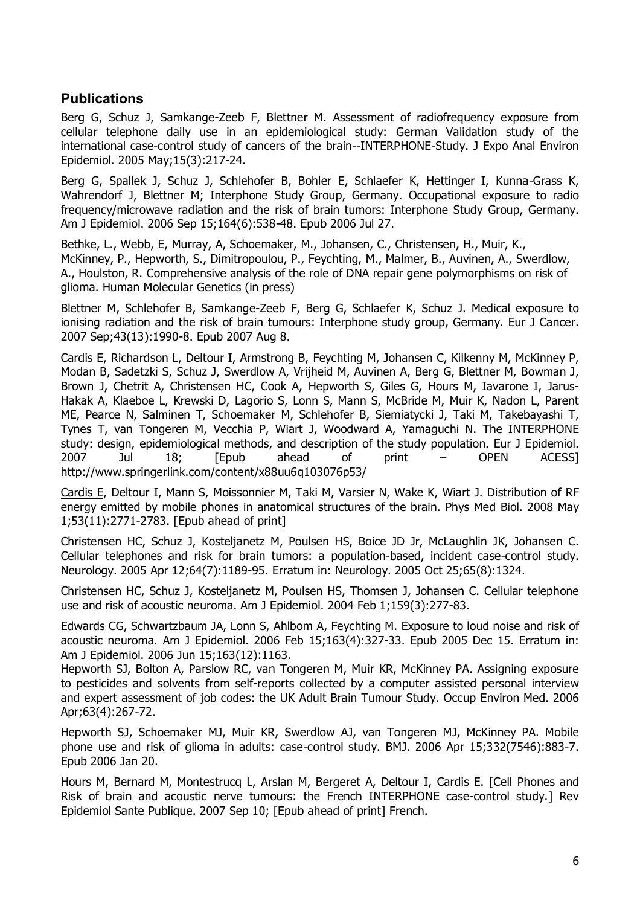## Publications

Berg G, Schuz J, Samkange-Zeeb F, Blettner M. Assessment of radiofrequency exposure from cellular telephone daily use in an epidemiological study: German Validation study of the international case-control study of cancers of the brain--INTERPHONE-Study. J Expo Anal Environ Epidemiol. 2005 May;15(3):217-24.

Berg G, Spallek J, Schuz J, Schlehofer B, Bohler E, Schlaefer K, Hettinger I, Kunna-Grass K, Wahrendorf J, Blettner M; Interphone Study Group, Germany. Occupational exposure to radio frequency/microwave radiation and the risk of brain tumors: Interphone Study Group, Germany. Am J Epidemiol. 2006 Sep 15;164(6):538-48. Epub 2006 Jul 27.

Bethke, L., Webb, E, Murray, A, Schoemaker, M., Johansen, C., Christensen, H., Muir, K., McKinney, P., Hepworth, S., Dimitropoulou, P., Feychting, M., Malmer, B., Auvinen, A., Swerdlow, A., Houlston, R. Comprehensive analysis of the role of DNA repair gene polymorphisms on risk of glioma. Human Molecular Genetics (in press)

Blettner M, Schlehofer B, Samkange-Zeeb F, Berg G, Schlaefer K, Schuz J. Medical exposure to ionising radiation and the risk of brain tumours: Interphone study group, Germany. Eur J Cancer. 2007 Sep;43(13):1990-8. Epub 2007 Aug 8.

Cardis E, Richardson L, Deltour I, Armstrong B, Feychting M, Johansen C, Kilkenny M, McKinney P, Modan B, Sadetzki S, Schuz J, Swerdlow A, Vrijheid M, Auvinen A, Berg G, Blettner M, Bowman J, Brown J, Chetrit A, Christensen HC, Cook A, Hepworth S, Giles G, Hours M, Iavarone I, Jarus-Hakak A, Klaeboe L, Krewski D, Lagorio S, Lonn S, Mann S, McBride M, Muir K, Nadon L, Parent ME, Pearce N, Salminen T, Schoemaker M, Schlehofer B, Siemiatycki J, Taki M, Takebayashi T, Tynes T, van Tongeren M, Vecchia P, Wiart J, Woodward A, Yamaguchi N. The INTERPHONE study: design, epidemiological methods, and description of the study population. Eur J Epidemiol. 2007 Jul 18; [Epub ahead of print – OPEN ACESS] http://www.springerlink.com/content/x88uu6q103076p53/

Cardis E, Deltour I, Mann S, Moissonnier M, Taki M, Varsier N, Wake K, Wiart J. Distribution of RF energy emitted by mobile phones in anatomical structures of the brain. Phys Med Biol. 2008 May 1;53(11):2771-2783. [Epub ahead of print]

Christensen HC, Schuz J, Kosteljanetz M, Poulsen HS, Boice JD Jr, McLaughlin JK, Johansen C. Cellular telephones and risk for brain tumors: a population-based, incident case-control study. Neurology. 2005 Apr 12;64(7):1189-95. Erratum in: Neurology. 2005 Oct 25;65(8):1324.

Christensen HC, Schuz J, Kosteljanetz M, Poulsen HS, Thomsen J, Johansen C. Cellular telephone use and risk of acoustic neuroma. Am J Epidemiol. 2004 Feb 1;159(3):277-83.

Edwards CG, Schwartzbaum JA, Lonn S, Ahlbom A, Feychting M. Exposure to loud noise and risk of acoustic neuroma. Am J Epidemiol. 2006 Feb 15;163(4):327-33. Epub 2005 Dec 15. Erratum in: Am J Epidemiol. 2006 Jun 15;163(12):1163.

Hepworth SJ, Bolton A, Parslow RC, van Tongeren M, Muir KR, McKinney PA. Assigning exposure to pesticides and solvents from self-reports collected by a computer assisted personal interview and expert assessment of job codes: the UK Adult Brain Tumour Study. Occup Environ Med. 2006 Apr;63(4):267-72.

Hepworth SJ, Schoemaker MJ, Muir KR, Swerdlow AJ, van Tongeren MJ, McKinney PA. Mobile phone use and risk of glioma in adults: case-control study. BMJ. 2006 Apr 15;332(7546):883-7. Epub 2006 Jan 20.

Hours M, Bernard M, Montestrucq L, Arslan M, Bergeret A, Deltour I, Cardis E. [Cell Phones and Risk of brain and acoustic nerve tumours: the French INTERPHONE case-control study.] Rev Epidemiol Sante Publique. 2007 Sep 10; [Epub ahead of print] French.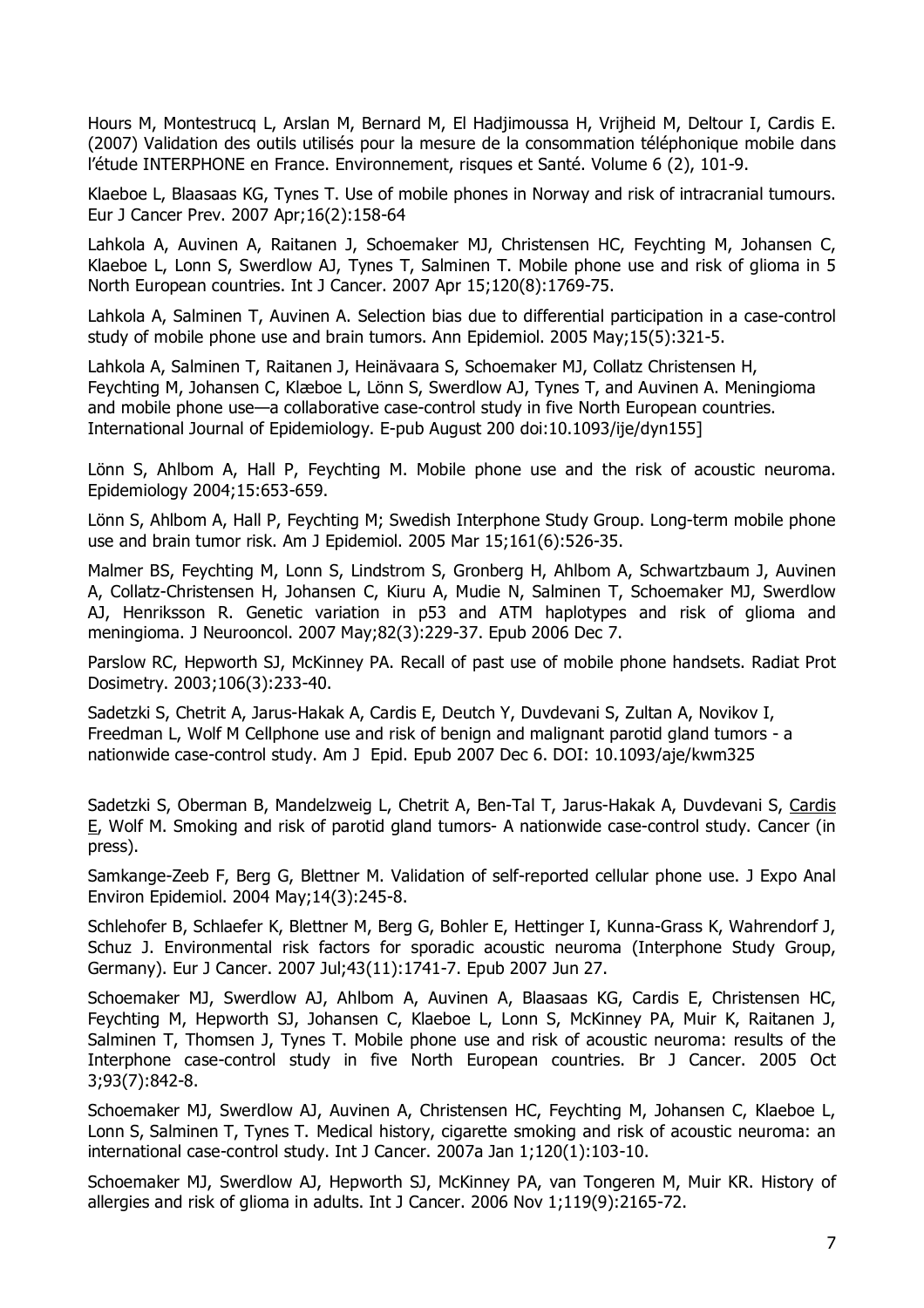Hours M, Montestrucq L, Arslan M, Bernard M, El Hadjimoussa H, Vrijheid M, Deltour I, Cardis E. (2007) Validation des outils utilisés pour la mesure de la consommation téléphonique mobile dans l'étude INTERPHONE en France. Environnement, risques et Santé. Volume 6 (2), 101-9.

Klaeboe L, Blaasaas KG, Tynes T. Use of mobile phones in Norway and risk of intracranial tumours. Eur J Cancer Prev. 2007 Apr;16(2):158-64

Lahkola A, Auvinen A, Raitanen J, Schoemaker MJ, Christensen HC, Feychting M, Johansen C, Klaeboe L, Lonn S, Swerdlow AJ, Tynes T, Salminen T. Mobile phone use and risk of glioma in 5 North European countries. Int J Cancer. 2007 Apr 15;120(8):1769-75.

Lahkola A, Salminen T, Auvinen A. Selection bias due to differential participation in a case-control study of mobile phone use and brain tumors. Ann Epidemiol. 2005 May;15(5):321-5.

Lahkola A, Salminen T, Raitanen J, Heinävaara S, Schoemaker MJ, Collatz Christensen H, Feychting M, Johansen C, Klæboe L, Lönn S, Swerdlow AJ, Tynes T, and Auvinen A. Meningioma and mobile phone use—a collaborative case-control study in five North European countries. International Journal of Epidemiology. E-pub August 200 doi:10.1093/ije/dyn155]

Lönn S, Ahlbom A, Hall P, Feychting M. Mobile phone use and the risk of acoustic neuroma. Epidemiology 2004;15:653-659.

Lönn S, Ahlbom A, Hall P, Feychting M; Swedish Interphone Study Group. Long-term mobile phone use and brain tumor risk. Am J Epidemiol. 2005 Mar 15;161(6):526-35.

Malmer BS, Feychting M, Lonn S, Lindstrom S, Gronberg H, Ahlbom A, Schwartzbaum J, Auvinen A, Collatz-Christensen H, Johansen C, Kiuru A, Mudie N, Salminen T, Schoemaker MJ, Swerdlow AJ, Henriksson R. Genetic variation in p53 and ATM haplotypes and risk of glioma and meningioma. J Neurooncol. 2007 May;82(3):229-37. Epub 2006 Dec 7.

Parslow RC, Hepworth SJ, McKinney PA. Recall of past use of mobile phone handsets. Radiat Prot Dosimetry. 2003;106(3):233-40.

Sadetzki S, Chetrit A, Jarus-Hakak A, Cardis E, Deutch Y, Duvdevani S, Zultan A, Novikov I, Freedman L, Wolf M Cellphone use and risk of benign and malignant parotid gland tumors - a nationwide case-control study. Am J Epid. Epub 2007 Dec 6. DOI: 10.1093/aje/kwm325

Sadetzki S, Oberman B, Mandelzweig L, Chetrit A, Ben-Tal T, Jarus-Hakak A, Duvdevani S, Cardis E, Wolf M. Smoking and risk of parotid gland tumors- A nationwide case-control study. Cancer (in press).

Samkange-Zeeb F, Berg G, Blettner M. Validation of self-reported cellular phone use. J Expo Anal Environ Epidemiol. 2004 May;14(3):245-8.

Schlehofer B, Schlaefer K, Blettner M, Berg G, Bohler E, Hettinger I, Kunna-Grass K, Wahrendorf J, Schuz J. Environmental risk factors for sporadic acoustic neuroma (Interphone Study Group, Germany). Eur J Cancer. 2007 Jul;43(11):1741-7. Epub 2007 Jun 27.

Schoemaker MJ, Swerdlow AJ, Ahlbom A, Auvinen A, Blaasaas KG, Cardis E, Christensen HC, Feychting M, Hepworth SJ, Johansen C, Klaeboe L, Lonn S, McKinney PA, Muir K, Raitanen J, Salminen T, Thomsen J, Tynes T. Mobile phone use and risk of acoustic neuroma: results of the Interphone case-control study in five North European countries. Br J Cancer. 2005 Oct 3;93(7):842-8.

Schoemaker MJ, Swerdlow AJ, Auvinen A, Christensen HC, Feychting M, Johansen C, Klaeboe L, Lonn S, Salminen T, Tynes T. Medical history, cigarette smoking and risk of acoustic neuroma: an international case-control study. Int J Cancer. 2007a Jan 1;120(1):103-10.

Schoemaker MJ, Swerdlow AJ, Hepworth SJ, McKinney PA, van Tongeren M, Muir KR. History of allergies and risk of glioma in adults. Int J Cancer. 2006 Nov 1;119(9):2165-72.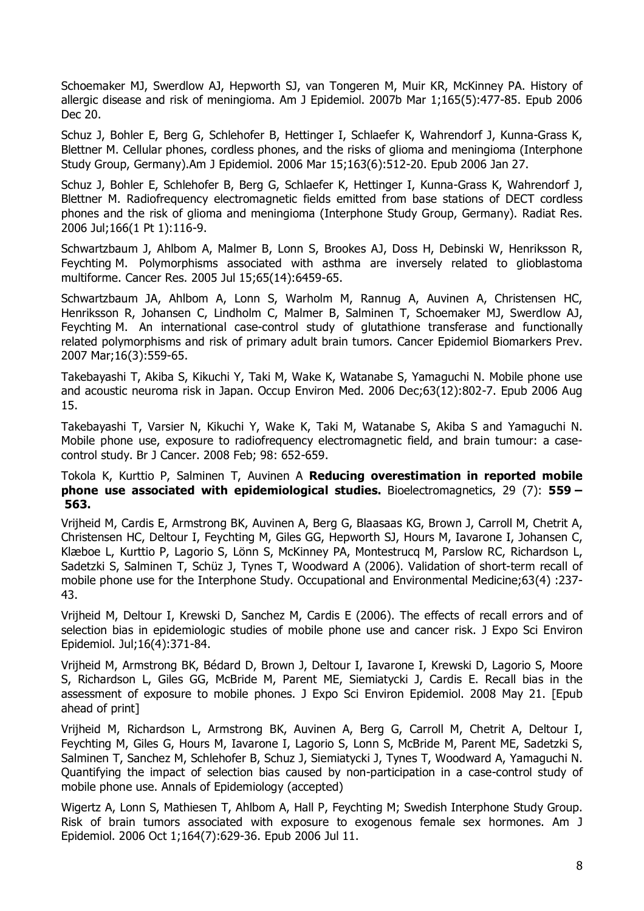Schoemaker MJ, Swerdlow AJ, Hepworth SJ, van Tongeren M, Muir KR, McKinney PA. History of allergic disease and risk of meningioma. Am J Epidemiol. 2007b Mar 1;165(5):477-85. Epub 2006 Dec 20.

Schuz J, Bohler E, Berg G, Schlehofer B, Hettinger I, Schlaefer K, Wahrendorf J, Kunna-Grass K, Blettner M. Cellular phones, cordless phones, and the risks of glioma and meningioma (Interphone Study Group, Germany).Am J Epidemiol. 2006 Mar 15;163(6):512-20. Epub 2006 Jan 27.

Schuz J, Bohler E, Schlehofer B, Berg G, Schlaefer K, Hettinger I, Kunna-Grass K, Wahrendorf J, Blettner M. Radiofrequency electromagnetic fields emitted from base stations of DECT cordless phones and the risk of glioma and meningioma (Interphone Study Group, Germany). Radiat Res. 2006 Jul;166(1 Pt 1):116-9.

Schwartzbaum J, Ahlbom A, Malmer B, Lonn S, Brookes AJ, Doss H, Debinski W, Henriksson R, Feychting M. Polymorphisms associated with asthma are inversely related to glioblastoma multiforme. Cancer Res. 2005 Jul 15;65(14):6459-65.

Schwartzbaum JA, Ahlbom A, Lonn S, Warholm M, Rannug A, Auvinen A, Christensen HC, Henriksson R, Johansen C, Lindholm C, Malmer B, Salminen T, Schoemaker MJ, Swerdlow AJ, Feychting M. An international case-control study of glutathione transferase and functionally related polymorphisms and risk of primary adult brain tumors. Cancer Epidemiol Biomarkers Prev. 2007 Mar;16(3):559-65.

Takebayashi T, Akiba S, Kikuchi Y, Taki M, Wake K, Watanabe S, Yamaguchi N. Mobile phone use and acoustic neuroma risk in Japan. Occup Environ Med. 2006 Dec;63(12):802-7. Epub 2006 Aug 15.

Takebayashi T, Varsier N, Kikuchi Y, Wake K, Taki M, Watanabe S, Akiba S and Yamaguchi N. Mobile phone use, exposure to radiofrequency electromagnetic field, and brain tumour: a case-control study. Br J Cancer. 2008 Feb; 98: 652-659.

Tokola K, Kurttio P, Salminen T, Auvinen A **Reducing overestimation in reported mobile phone use associated with epidemiological studies.** Bioelectromagnetics, 29 (7): **559 – 563.**

Vrijheid M, Cardis E, Armstrong BK, Auvinen A, Berg G, Blaasaas KG, Brown J, Carroll M, Chetrit A, Christensen HC, Deltour I, Feychting M, Giles GG, Hepworth SJ, Hours M, Iavarone I, Johansen C, Klæboe L, Kurttio P, Lagorio S, Lönn S, McKinney PA, Montestrucq M, Parslow RC, Richardson L, Sadetzki S, Salminen T, Schüz J, Tynes T, Woodward A (2006). Validation of short-term recall of mobile phone use for the Interphone Study. Occupational and Environmental Medicine;63(4) :237-43.

Vrijheid M, Deltour I, Krewski D, Sanchez M, Cardis E (2006). The effects of recall errors and of selection bias in epidemiologic studies of mobile phone use and cancer risk. J Expo Sci Environ Epidemiol. Jul;16(4):371-84.

Vrijheid M, Armstrong BK, Bédard D, Brown J, Deltour I, Iavarone I, Krewski D, Lagorio S, Moore S, Richardson L, Giles GG, McBride M, Parent ME, Siemiatycki J, Cardis E. Recall bias in the assessment of exposure to mobile phones. J Expo Sci Environ Epidemiol. 2008 May 21. [Epub ahead of print]

Vrijheid M, Richardson L, Armstrong BK, Auvinen A, Berg G, Carroll M, Chetrit A, Deltour I, Feychting M, Giles G, Hours M, Iavarone I, Lagorio S, Lonn S, McBride M, Parent ME, Sadetzki S, Salminen T, Sanchez M, Schlehofer B, Schuz J, Siemiatycki J, Tynes T, Woodward A, Yamaguchi N. Quantifying the impact of selection bias caused by non-participation in a case-control study of mobile phone use. Annals of Epidemiology (accepted)

Wigertz A, Lonn S, Mathiesen T, Ahlbom A, Hall P, Feychting M; Swedish Interphone Study Group. Risk of brain tumors associated with exposure to exogenous female sex hormones. Am J Epidemiol. 2006 Oct 1;164(7):629-36. Epub 2006 Jul 11.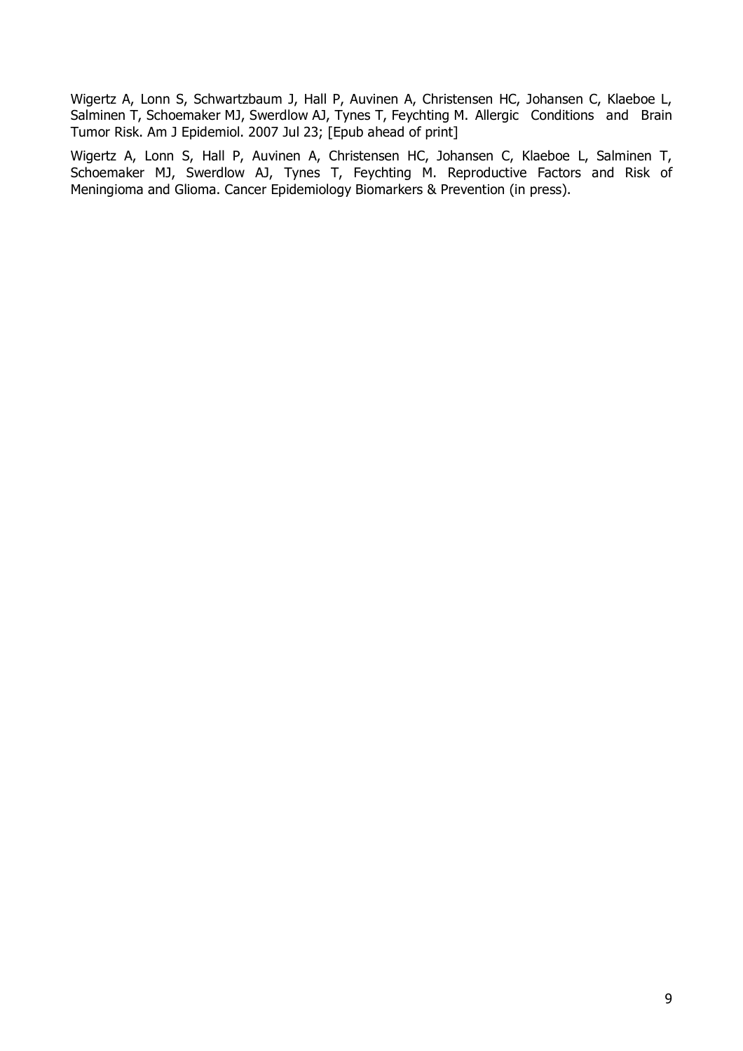Wigertz A, Lonn S, Schwartzbaum J, Hall P, Auvinen A, Christensen HC, Johansen C, Klaeboe L, Salminen T, Schoemaker MJ, Swerdlow AJ, Tynes T, Feychting M. Allergic Conditions and Brain Tumor Risk. Am J Epidemiol. 2007 Jul 23; [Epub ahead of print]

Wigertz A, Lonn S, Hall P, Auvinen A, Christensen HC, Johansen C, Klaeboe L, Salminen T, Schoemaker MJ, Swerdlow AJ, Tynes T, Feychting M. Reproductive Factors and Risk of Meningioma and Glioma. Cancer Epidemiology Biomarkers & Prevention (in press).